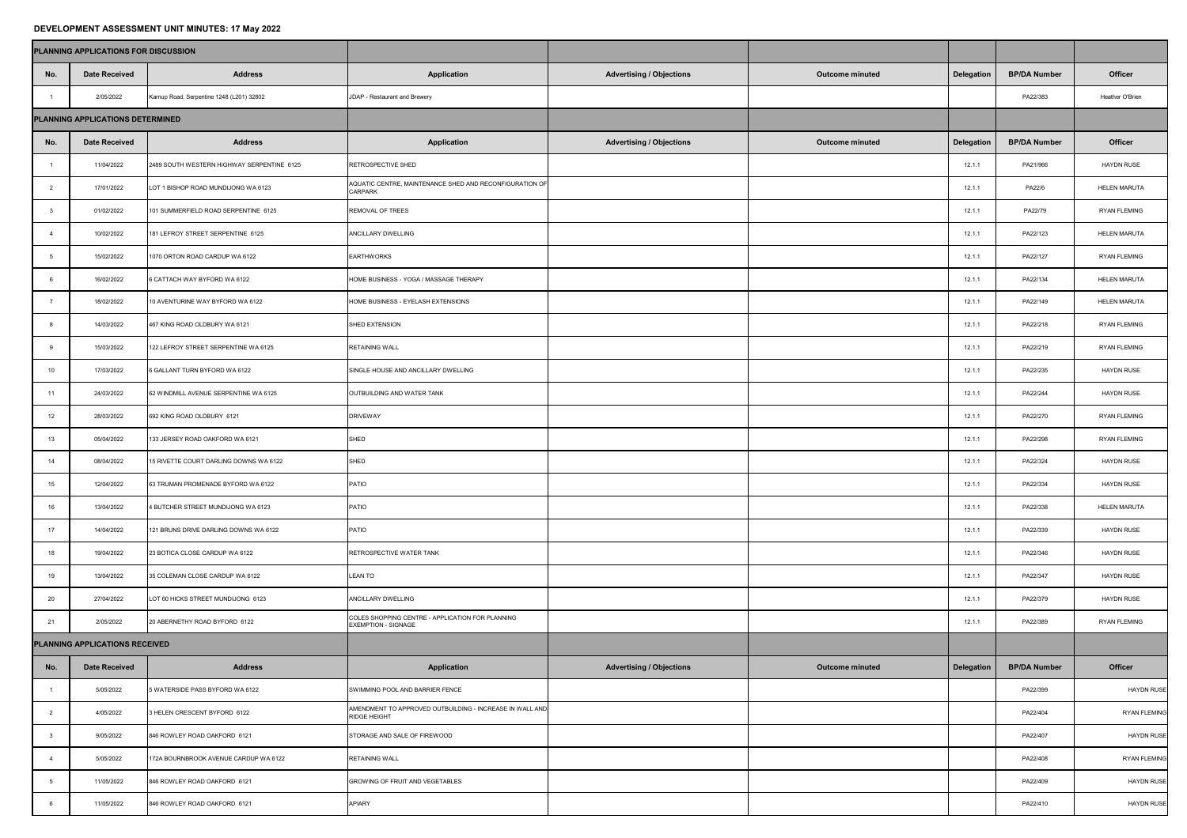# DEVELOPMENT ASSESSMENT UNIT MINUTES: 17 May 2022

## PLANNING APPLICATIONS FOR DISCUSSION

| No. | Date Received | Address | Application | Advertising / Objections | Outcome minuted | Delegation | BP/DA Number | Officer |
|---|---|---|---|---|---|---|---|---|
| 1 | 2/05/2022 | Karnup Road, Serpentine 1248 (L201) 32802 | JDAP - Restaurant and Brewery | | | | PA22/383 | Heather O'Brien |

## PLANNING APPLICATIONS DETERMINED

| No. | Date Received | Address | Application | Advertising / Objections | Outcome minuted | Delegation | BP/DA Number | Officer |
|---|---|---|---|---|---|---|---|---|
| 1 | 11/04/2022 | 2489 SOUTH WESTERN HIGHWAY SERPENTINE 6125 | RETROSPECTIVE SHED | | | 12.1.1 | PA21/966 | HAYDN RUSE |
| 2 | 17/01/2022 | LOT 1 BISHOP ROAD MUNDIJONG WA 6123 | AQUATIC CENTRE, MAINTENANCE SHED AND RECONFIGURATION OF CARPARK | | | 12.1.1 | PA22/6 | HELEN MARUTA |
| 3 | 01/02/2022 | 101 SUMMERFIELD ROAD SERPENTINE 6125 | REMOVAL OF TREES | | | 12.1.1 | PA22/79 | RYAN FLEMING |
| 4 | 10/02/2022 | 181 LEFROY STREET SERPENTINE 6125 | ANCILLARY DWELLING | | | 12.1.1 | PA22/123 | HELEN MARUTA |
| 5 | 15/02/2022 | 1070 ORTON ROAD CARDUP WA 6122 | EARTHWORKS | | | 12.1.1 | PA22/127 | RYAN FLEMING |
| 6 | 16/02/2022 | 6 CATTACH WAY BYFORD WA 6122 | HOME BUSINESS - YOGA / MASSAGE THERAPY | | | 12.1.1 | PA22/134 | HELEN MARUTA |
| 7 | 18/02/2022 | 10 AVENTURINE WAY BYFORD WA 6122 | HOME BUSINESS - EYELASH EXTENSIONS | | | 12.1.1 | PA22/149 | HELEN MARUTA |
| 8 | 14/03/2022 | 467 KING ROAD OLDBURY WA 6121 | SHED EXTENSION | | | 12.1.1 | PA22/218 | RYAN FLEMING |
| 9 | 15/03/2022 | 122 LEFROY STREET SERPENTINE WA 6125 | RETAINING WALL | | | 12.1.1 | PA22/219 | RYAN FLEMING |
| 10 | 17/03/2022 | 6 GALLANT TURN BYFORD WA 6122 | SINGLE HOUSE AND ANCILLARY DWELLING | | | 12.1.1 | PA22/235 | HAYDN RUSE |
| 11 | 24/03/2022 | 62 WINDMILL AVENUE SERPENTINE WA 6125 | OUTBUILDING AND WATER TANK | | | 12.1.1 | PA22/244 | HAYDN RUSE |
| 12 | 28/03/2022 | 692 KING ROAD OLDBURY 6121 | DRIVEWAY | | | 12.1.1 | PA22/270 | RYAN FLEMING |
| 13 | 05/04/2022 | 133 JERSEY ROAD OAKFORD WA 6121 | SHED | | | 12.1.1 | PA22/298 | RYAN FLEMING |
| 14 | 08/04/2022 | 15 RIVETTE COURT DARLING DOWNS WA 6122 | SHED | | | 12.1.1 | PA22/324 | HAYDN RUSE |
| 15 | 12/04/2022 | 63 TRUMAN PROMENADE BYFORD WA 6122 | PATIO | | | 12.1.1 | PA22/334 | HAYDN RUSE |
| 16 | 13/04/2022 | 4 BUTCHER STREET MUNDIJONG WA 6123 | PATIO | | | 12.1.1 | PA22/338 | HELEN MARUTA |
| 17 | 14/04/2022 | 121 BRUNS DRIVE DARLING DOWNS WA 6122 | PATIO | | | 12.1.1 | PA22/339 | HAYDN RUSE |
| 18 | 19/04/2022 | 23 BOTICA CLOSE CARDUP WA 6122 | RETROSPECTIVE WATER TANK | | | 12.1.1 | PA22/346 | HAYDN RUSE |
| 19 | 13/04/2022 | 35 COLEMAN CLOSE CARDUP WA 6122 | LEAN TO | | | 12.1.1 | PA22/347 | HAYDN RUSE |
| 20 | 27/04/2022 | LOT 60 HICKS STREET MUNDIJONG 6123 | ANCILLARY DWELLING | | | 12.1.1 | PA22/379 | HAYDN RUSE |
| 21 | 2/05/2022 | 20 ABERNETHY ROAD BYFORD 6122 | COLES SHOPPING CENTRE - APPLICATION FOR PLANNING EXEMPTION - SIGNAGE | | | 12.1.1 | PA22/389 | RYAN FLEMING |

## PLANNING APPLICATIONS RECEIVED

| No. | Date Received | Address | Application | Advertising / Objections | Outcome minuted | Delegation | BP/DA Number | Officer |
|---|---|---|---|---|---|---|---|---|
| 1 | 5/05/2022 | 5 WATERSIDE PASS BYFORD WA 6122 | SWIMMING POOL AND BARRIER FENCE | | | | PA22/399 | HAYDN RUSE |
| 2 | 4/05/2022 | 3 HELEN CRESCENT BYFORD 6122 | AMENDMENT TO APPROVED OUTBUILDING - INCREASE IN WALL AND RIDGE HEIGHT | | | | PA22/404 | RYAN FLEMING |
| 3 | 9/05/2022 | 846 ROWLEY ROAD OAKFORD 6121 | STORAGE AND SALE OF FIREWOOD | | | | PA22/407 | HAYDN RUSE |
| 4 | 5/05/2022 | 172A BOURNBROOK AVENUE CARDUP WA 6122 | RETAINING WALL | | | | PA22/408 | RYAN FLEMING |
| 5 | 11/05/2022 | 846 ROWLEY ROAD OAKFORD 6121 | GROWING OF FRUIT AND VEGETABLES | | | | PA22/409 | HAYDN RUSE |
| 6 | 11/05/2022 | 846 ROWLEY ROAD OAKFORD 6121 | APIARY | | | | PA22/410 | HAYDN RUSE |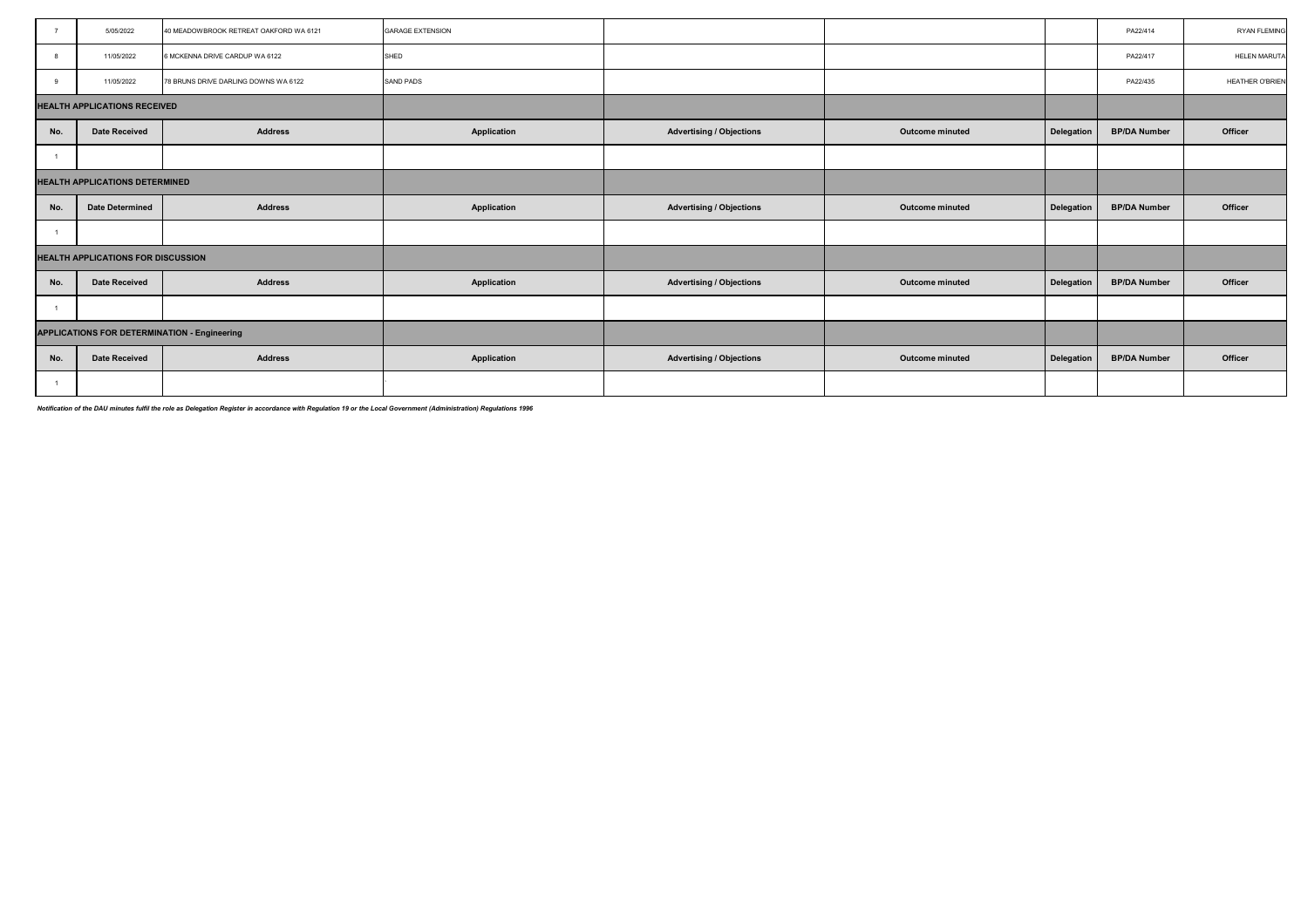| | | | | | | | | |
|---|---|---|---|---|---|---|---|---|
| 7 | 5/05/2022 | 40 MEADOWBROOK RETREAT OAKFORD WA 6121 | GARAGE EXTENSION | | | | PA22/414 | RYAN FLEMING |
| 8 | 11/05/2022 | 6 MCKENNA DRIVE CARDUP WA 6122 | SHED | | | | PA22/417 | HELEN MARUTA |
| 9 | 11/05/2022 | 78 BRUNS DRIVE DARLING DOWNS WA 6122 | SAND PADS | | | | PA22/435 | HEATHER O'BRIEN |

**HEALTH APPLICATIONS RECEIVED**

| No. | Date Received | Address | Application | Advertising / Objections | Outcome minuted | Delegation | BP/DA Number | Officer |
|---|---|---|---|---|---|---|---|---|
| 1 | | | | | | | | |

**HEALTH APPLICATIONS DETERMINED**

| No. | Date Determined | Address | Application | Advertising / Objections | Outcome minuted | Delegation | BP/DA Number | Officer |
|---|---|---|---|---|---|---|---|---|
| 1 | | | | | | | | |

**HEALTH APPLICATIONS FOR DISCUSSION**

| No. | Date Received | Address | Application | Advertising / Objections | Outcome minuted | Delegation | BP/DA Number | Officer |
|---|---|---|---|---|---|---|---|---|
| 1 | | | | | | | | |

**APPLICATIONS FOR DETERMINATION - Engineering**

| No. | Date Received | Address | Application | Advertising / Objections | Outcome minuted | Delegation | BP/DA Number | Officer |
|---|---|---|---|---|---|---|---|---|
| 1 | | | | | | | | |

*Notification of the DAU minutes fulfil the role as Delegation Register in accordance with Regulation 19 or the Local Government (Administration) Regulations 1996*